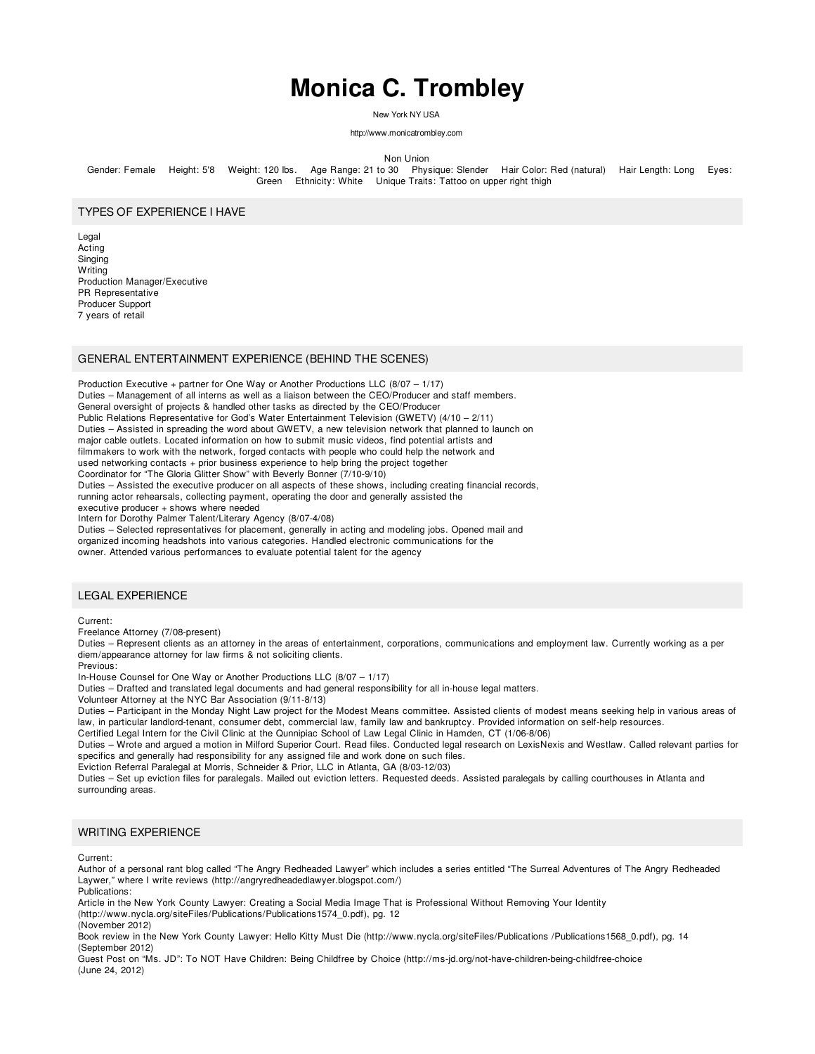# Monica C. Trombley

New York NY USA

http://www.monicatrombley.com

Non Union

Gender: Female Height: 5'8 Weight: 120 lbs. Age Range: 21 to 30 Physique: Slender Hair Color: Red (natural) Hair Length: Long Eyes: Green Ethnicity: White Unique Traits: Tattoo on upper right thigh

## TYPES OF EXPERIENCE I HAVE

Legal
Acting
Singing
Writing
Production Manager/Executive
PR Representative
Producer Support
7 years of retail

## GENERAL ENTERTAINMENT EXPERIENCE (BEHIND THE SCENES)

Production Executive + partner for One Way or Another Productions LLC (8/07 – 1/17)
Duties – Management of all interns as well as a liaison between the CEO/Producer and staff members.
General oversight of projects & handled other tasks as directed by the CEO/Producer
Public Relations Representative for God's Water Entertainment Television (GWETV) (4/10 – 2/11)
Duties – Assisted in spreading the word about GWETV, a new television network that planned to launch on major cable outlets. Located information on how to submit music videos, find potential artists and filmmakers to work with the network, forged contacts with people who could help the network and used networking contacts + prior business experience to help bring the project together
Coordinator for "The Gloria Glitter Show" with Beverly Bonner (7/10-9/10)
Duties – Assisted the executive producer on all aspects of these shows, including creating financial records, running actor rehearsals, collecting payment, operating the door and generally assisted the executive producer + shows where needed
Intern for Dorothy Palmer Talent/Literary Agency (8/07-4/08)
Duties – Selected representatives for placement, generally in acting and modeling jobs. Opened mail and organized incoming headshots into various categories. Handled electronic communications for the owner. Attended various performances to evaluate potential talent for the agency

## LEGAL EXPERIENCE

Current:
Freelance Attorney (7/08-present)
Duties – Represent clients as an attorney in the areas of entertainment, corporations, communications and employment law. Currently working as a per diem/appearance attorney for law firms & not soliciting clients.
Previous:
In-House Counsel for One Way or Another Productions LLC (8/07 – 1/17)
Duties – Drafted and translated legal documents and had general responsibility for all in-house legal matters.
Volunteer Attorney at the NYC Bar Association (9/11-8/13)
Duties – Participant in the Monday Night Law project for the Modest Means committee. Assisted clients of modest means seeking help in various areas of law, in particular landlord-tenant, consumer debt, commercial law, family law and bankruptcy. Provided information on self-help resources.
Certified Legal Intern for the Civil Clinic at the Qunnipiac School of Law Legal Clinic in Hamden, CT (1/06-8/06)
Duties – Wrote and argued a motion in Milford Superior Court. Read files. Conducted legal research on LexisNexis and Westlaw. Called relevant parties for specifics and generally had responsibility for any assigned file and work done on such files.
Eviction Referral Paralegal at Morris, Schneider & Prior, LLC in Atlanta, GA (8/03-12/03)
Duties – Set up eviction files for paralegals. Mailed out eviction letters. Requested deeds. Assisted paralegals by calling courthouses in Atlanta and surrounding areas.

## WRITING EXPERIENCE

Current:
Author of a personal rant blog called "The Angry Redheaded Lawyer" which includes a series entitled "The Surreal Adventures of The Angry Redheaded Laywer," where I write reviews (http://angryredheadedlawyer.blogspot.com/)
Publications:
Article in the New York County Lawyer: Creating a Social Media Image That is Professional Without Removing Your Identity (http://www.nycla.org/siteFiles/Publications/Publications1574_0.pdf), pg. 12
(November 2012)
Book review in the New York County Lawyer: Hello Kitty Must Die (http://www.nycla.org/siteFiles/Publications /Publications1568_0.pdf), pg. 14
(September 2012)
Guest Post on "Ms. JD": To NOT Have Children: Being Childfree by Choice (http://ms-jd.org/not-have-children-being-childfree-choice
(June 24, 2012)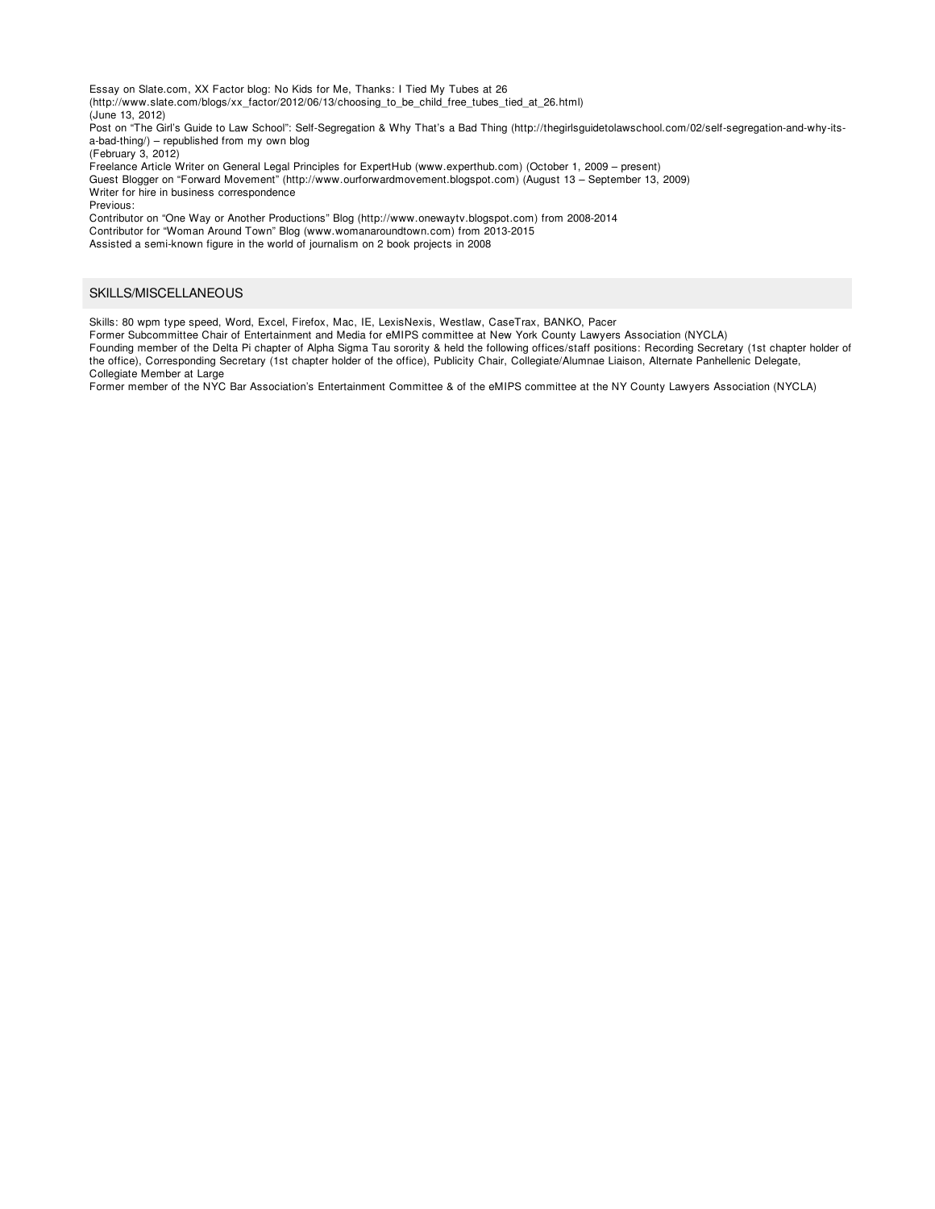Essay on Slate.com, XX Factor blog: No Kids for Me, Thanks: I Tied My Tubes at 26
(http://www.slate.com/blogs/xx_factor/2012/06/13/choosing_to_be_child_free_tubes_tied_at_26.html)
(June 13, 2012)
Post on "The Girl's Guide to Law School": Self-Segregation & Why That's a Bad Thing (http://thegirlsguidetolawschool.com/02/self-segregation-and-why-its-a-bad-thing/) – republished from my own blog
(February 3, 2012)
Freelance Article Writer on General Legal Principles for ExpertHub (www.experthub.com) (October 1, 2009 – present)
Guest Blogger on "Forward Movement" (http://www.ourforwardmovement.blogspot.com) (August 13 – September 13, 2009)
Writer for hire in business correspondence
Previous:
Contributor on "One Way or Another Productions" Blog (http://www.onewaytv.blogspot.com) from 2008-2014
Contributor for "Woman Around Town" Blog (www.womanaroundtown.com) from 2013-2015
Assisted a semi-known figure in the world of journalism on 2 book projects in 2008

## SKILLS/MISCELLANEOUS

Skills: 80 wpm type speed, Word, Excel, Firefox, Mac, IE, LexisNexis, Westlaw, CaseTrax, BANKO, Pacer
Former Subcommittee Chair of Entertainment and Media for eMIPS committee at New York County Lawyers Association (NYCLA)
Founding member of the Delta Pi chapter of Alpha Sigma Tau sorority & held the following offices/staff positions: Recording Secretary (1st chapter holder of the office), Corresponding Secretary (1st chapter holder of the office), Publicity Chair, Collegiate/Alumnae Liaison, Alternate Panhellenic Delegate, Collegiate Member at Large
Former member of the NYC Bar Association's Entertainment Committee & of the eMIPS committee at the NY County Lawyers Association (NYCLA)